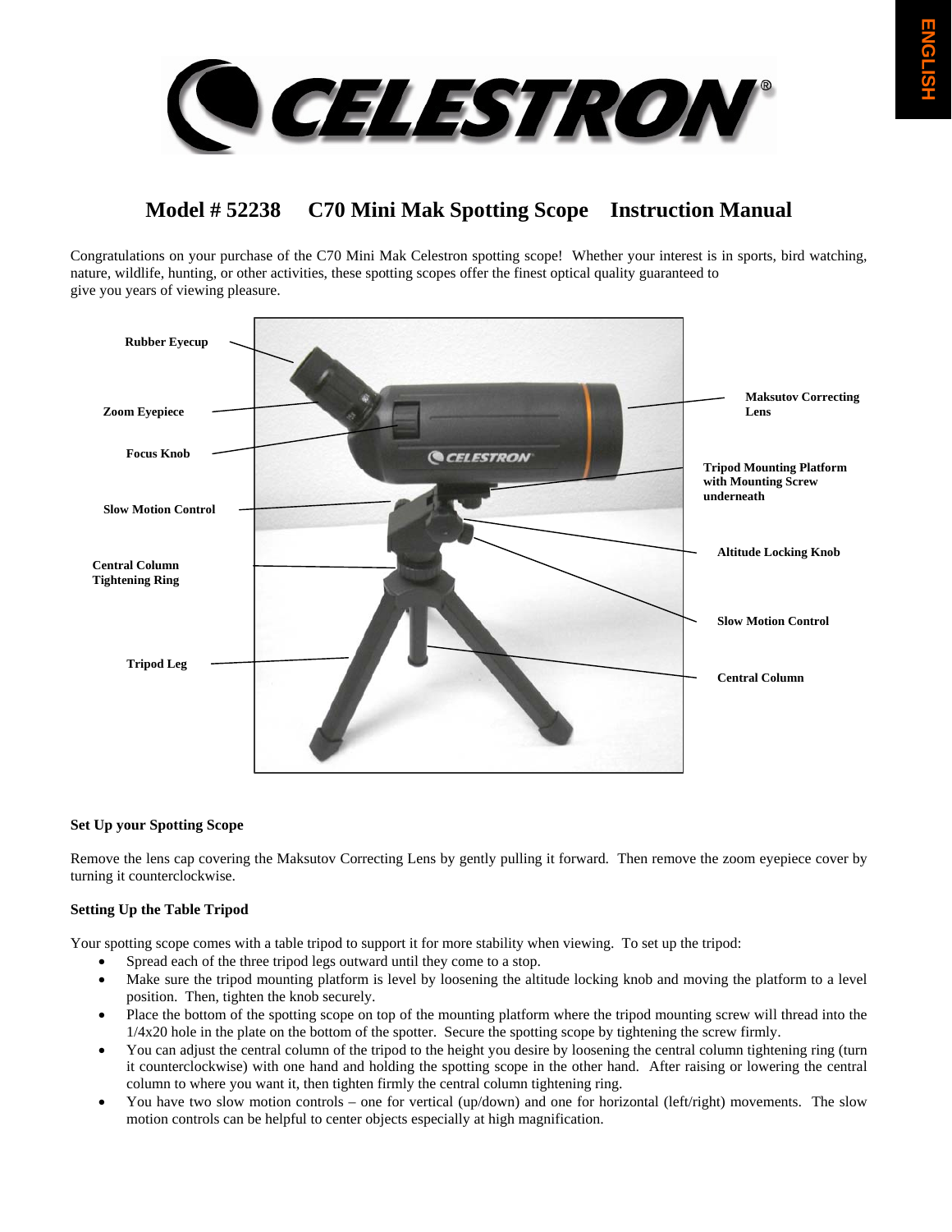# Model # 52238 C70 Mini Mak Spotting Scope Instruction Manual

Congratulations on your purchase of the C70 Mini Mak Celestron spotting scope! Whether your interest is in sports, bird watching, nature, wildlife, hunting, or other activities, these spotting scopes offer the finest optical quality guaranteed to give you years of viewing pleasure.

Rubber Eyecup

Zoom Eyepiece

Focus Knob

Slow Motion Control

Central Column Tightening Ring

Tripod Leg

Maksutov Correcting Lens

Tripod Mounting Platform with Mounting Screw underneath

Altitude Locking Knob

Slow Motion Control

Central Column

### Set Up your Spotting Scope

Remove the lens cap covering the Maksutov Correcting Lens by gently pulling it forward. Then remove the zoom eyepiece cover by turning it counterclockwise.

### Setting Up the Table Tripod

Your spotting scope comes with a table tripod to support it for more stability when viewing. To set up the tripod:

- Spread each of the three tripod legs outward until they come to a stop.
- Make sure the tripod mounting platform is level by loosening the altitude locking knob and moving the platform to a level position. Then, tighten the knob securely.
- Place the bottom of the spotting scope on top of the mounting platform where the tripod mounting screw will thread into the 1/4x20 hole in the plate on the bottom of the spotter. Secure the spotting scope by tightening the screw firmly.
- You can adjust the central column of the tripod to the height you desire by loosening the central column tightening ring (turn it counterclockwise) with one hand and holding the spotting scope in the other hand. After raising or lowering the central column to where you want it, then tighten firmly the central column tightening ring.
- You have two slow motion controls – one for vertical (up/down) and one for horizontal (left/right) movements. The slow motion controls can be helpful to center objects especially at high magnification.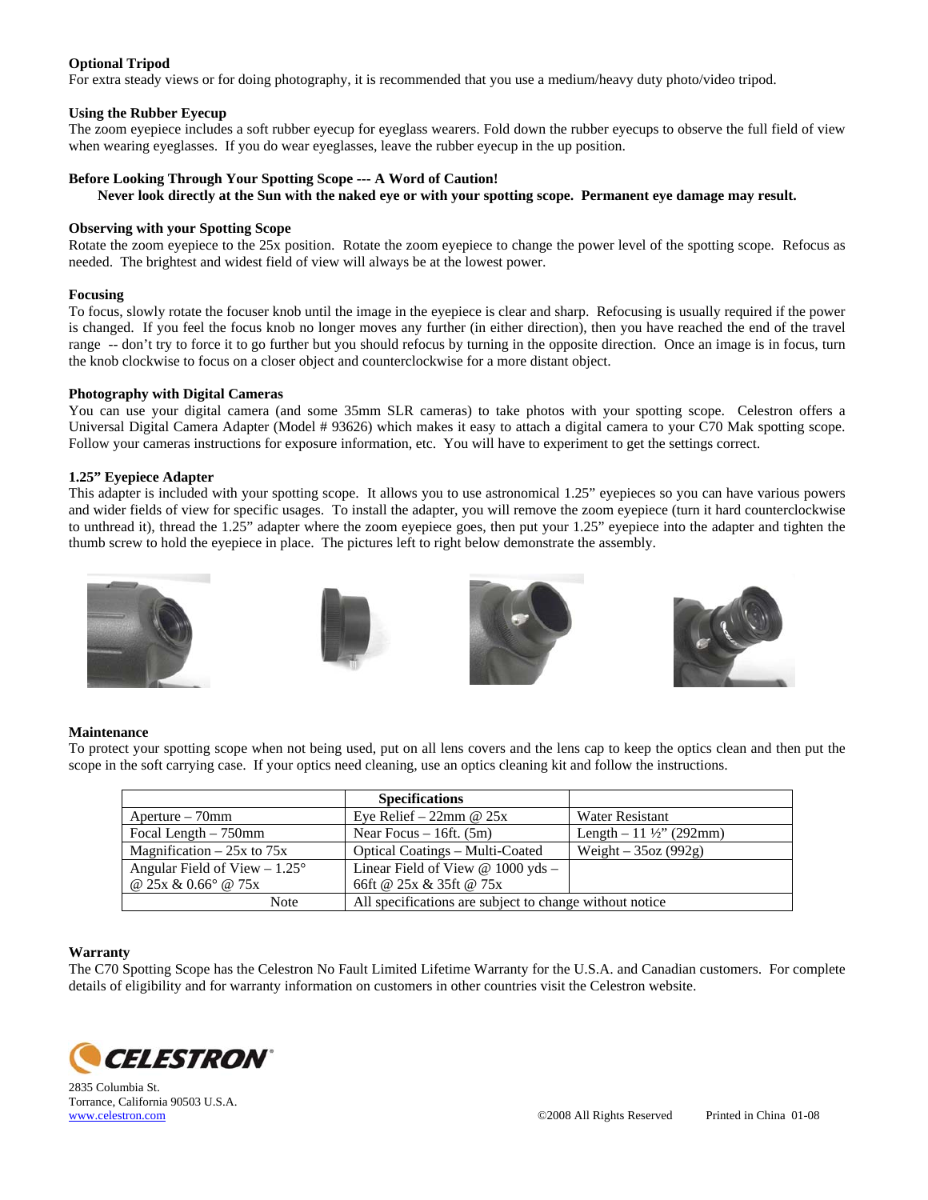**Optional Tripod**

For extra steady views or for doing photography, it is recommended that you use a medium/heavy duty photo/video tripod.

**Using the Rubber Eyecup**

The zoom eyepiece includes a soft rubber eyecup for eyeglass wearers. Fold down the rubber eyecups to observe the full field of view when wearing eyeglasses. If you do wear eyeglasses, leave the rubber eyecup in the up position.

**Before Looking Through Your Spotting Scope --- A Word of Caution!**

**Never look directly at the Sun with the naked eye or with your spotting scope. Permanent eye damage may result.**

**Observing with your Spotting Scope**

Rotate the zoom eyepiece to the 25x position. Rotate the zoom eyepiece to change the power level of the spotting scope. Refocus as needed. The brightest and widest field of view will always be at the lowest power.

**Focusing**

To focus, slowly rotate the focuser knob until the image in the eyepiece is clear and sharp. Refocusing is usually required if the power is changed. If you feel the focus knob no longer moves any further (in either direction), then you have reached the end of the travel range -- don't try to force it to go further but you should refocus by turning in the opposite direction. Once an image is in focus, turn the knob clockwise to focus on a closer object and counterclockwise for a more distant object.

**Photography with Digital Cameras**

You can use your digital camera (and some 35mm SLR cameras) to take photos with your spotting scope. Celestron offers a Universal Digital Camera Adapter (Model # 93626) which makes it easy to attach a digital camera to your C70 Mak spotting scope. Follow your cameras instructions for exposure information, etc. You will have to experiment to get the settings correct.

**1.25" Eyepiece Adapter**

This adapter is included with your spotting scope. It allows you to use astronomical 1.25" eyepieces so you can have various powers and wider fields of view for specific usages. To install the adapter, you will remove the zoom eyepiece (turn it hard counterclockwise to unthread it), thread the 1.25" adapter where the zoom eyepiece goes, then put your 1.25" eyepiece into the adapter and tighten the thumb screw to hold the eyepiece in place. The pictures left to right below demonstrate the assembly.

**Maintenance**

To protect your spotting scope when not being used, put on all lens covers and the lens cap to keep the optics clean and then put the scope in the soft carrying case. If your optics need cleaning, use an optics cleaning kit and follow the instructions.

| | Specifications | |
|---|---|---|
| Aperture – 70mm | Eye Relief – 22mm @ 25x | Water Resistant |
| Focal Length – 750mm | Near Focus – 16ft. (5m) | Length – 11 ½" (292mm) |
| Magnification – 25x to 75x | Optical Coatings – Multi-Coated | Weight – 35oz (992g) |
| Angular Field of View – 1.25° @ 25x & 0.66° @ 75x | Linear Field of View @ 1000 yds – 66ft @ 25x & 35ft @ 75x | |
| Note | All specifications are subject to change without notice | |

**Warranty**

The C70 Spotting Scope has the Celestron No Fault Limited Lifetime Warranty for the U.S.A. and Canadian customers. For complete details of eligibility and for warranty information on customers in other countries visit the Celestron website.

CELESTRON®

2835 Columbia St.
Torrance, California 90503 U.S.A.
www.celestron.com

©2008 All Rights Reserved Printed in China 01-08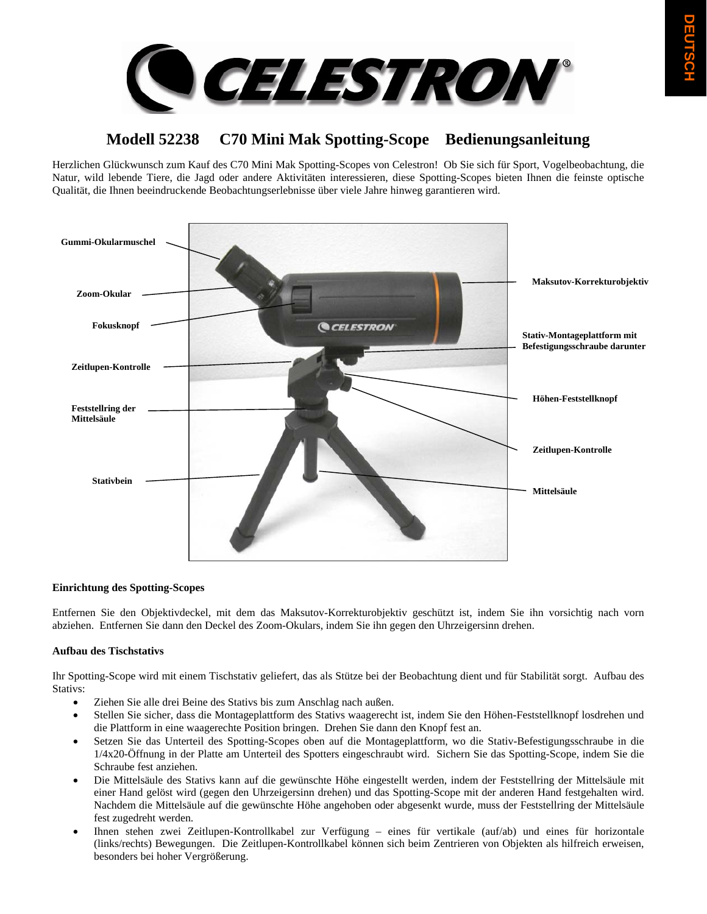# Modell 52238 C70 Mini Mak Spotting-Scope Bedienungsanleitung

Herzlichen Glückwunsch zum Kauf des C70 Mini Mak Spotting-Scopes von Celestron! Ob Sie sich für Sport, Vogelbeobachtung, die Natur, wild lebende Tiere, die Jagd oder andere Aktivitäten interessieren, diese Spotting-Scopes bieten Ihnen die feinste optische Qualität, die Ihnen beeindruckende Beobachtungserlebnisse über viele Jahre hinweg garantieren wird.

Gummi-Okularmuschel

Zoom-Okular

Fokusknopf

Zeitlupen-Kontrolle

Feststellring der Mittelsäule

Stativbein

Maksutov-Korrekturobjektiv

Stativ-Montageplattform mit Befestigungsschraube darunter

Höhen-Feststellknopf

Zeitlupen-Kontrolle

Mittelsäule

**Einrichtung des Spotting-Scopes**

Entfernen Sie den Objektivdeckel, mit dem das Maksutov-Korrekturobjektiv geschützt ist, indem Sie ihn vorsichtig nach vorn abziehen. Entfernen Sie dann den Deckel des Zoom-Okulars, indem Sie ihn gegen den Uhrzeigersinn drehen.

**Aufbau des Tischstativs**

Ihr Spotting-Scope wird mit einem Tischstativ geliefert, das als Stütze bei der Beobachtung dient und für Stabilität sorgt. Aufbau des Stativs:

- Ziehen Sie alle drei Beine des Stativs bis zum Anschlag nach außen.
- Stellen Sie sicher, dass die Montageplattform des Stativs waagerecht ist, indem Sie den Höhen-Feststellknopf losdrehen und die Plattform in eine waagerechte Position bringen. Drehen Sie dann den Knopf fest an.
- Setzen Sie das Unterteil des Spotting-Scopes oben auf die Montageplattform, wo die Stativ-Befestigungsschraube in die 1/4x20-Öffnung in der Platte am Unterteil des Spotters eingeschraubt wird. Sichern Sie das Spotting-Scope, indem Sie die Schraube fest anziehen.
- Die Mittelsäule des Stativs kann auf die gewünschte Höhe eingestellt werden, indem der Feststellring der Mittelsäule mit einer Hand gelöst wird (gegen den Uhrzeigersinn drehen) und das Spotting-Scope mit der anderen Hand festgehalten wird. Nachdem die Mittelsäule auf die gewünschte Höhe angehoben oder abgesenkt wurde, muss der Feststellring der Mittelsäule fest zugedreht werden.
- Ihnen stehen zwei Zeitlupen-Kontrollkabel zur Verfügung – eines für vertikale (auf/ab) und eines für horizontale (links/rechts) Bewegungen. Die Zeitlupen-Kontrollkabel können sich beim Zentrieren von Objekten als hilfreich erweisen, besonders bei hoher Vergrößerung.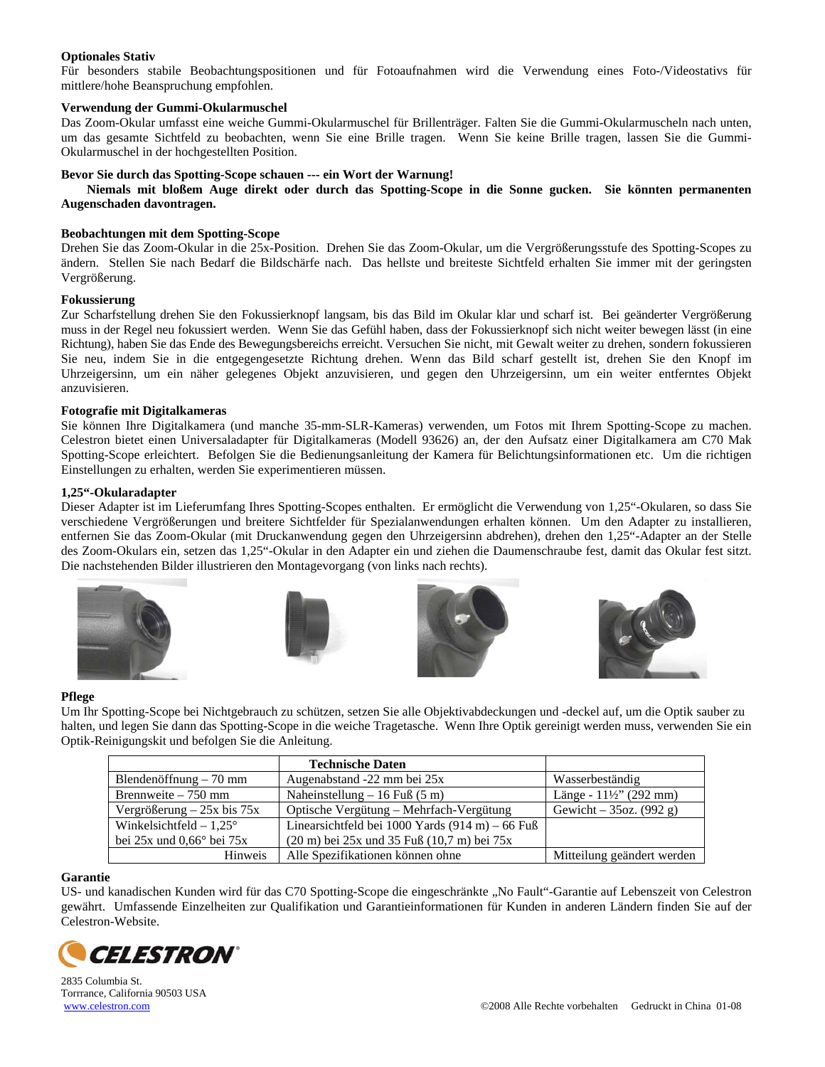**Optionales Stativ**

Für besonders stabile Beobachtungspositionen und für Fotoaufnahmen wird die Verwendung eines Foto-/Videostativs für mittlere/hohe Beanspruchung empfohlen.

**Verwendung der Gummi-Okularmuschel**

Das Zoom-Okular umfasst eine weiche Gummi-Okularmuschel für Brillenträger. Falten Sie die Gummi-Okularmuscheln nach unten, um das gesamte Sichtfeld zu beobachten, wenn Sie eine Brille tragen. Wenn Sie keine Brille tragen, lassen Sie die Gummi-Okularmuschel in der hochgestellten Position.

**Bevor Sie durch das Spotting-Scope schauen --- ein Wort der Warnung!**

**Niemals mit bloßem Auge direkt oder durch das Spotting-Scope in die Sonne gucken. Sie könnten permanenten Augenschaden davontragen.**

**Beobachtungen mit dem Spotting-Scope**

Drehen Sie das Zoom-Okular in die 25x-Position. Drehen Sie das Zoom-Okular, um die Vergrößerungsstufe des Spotting-Scopes zu ändern. Stellen Sie nach Bedarf die Bildschärfe nach. Das hellste und breiteste Sichtfeld erhalten Sie immer mit der geringsten Vergrößerung.

**Fokussierung**

Zur Scharfstellung drehen Sie den Fokussierknopf langsam, bis das Bild im Okular klar und scharf ist. Bei geänderter Vergrößerung muss in der Regel neu fokussiert werden. Wenn Sie das Gefühl haben, dass der Fokussierknopf sich nicht weiter bewegen lässt (in eine Richtung), haben Sie das Ende des Bewegungsbereichs erreicht. Versuchen Sie nicht, mit Gewalt weiter zu drehen, sondern fokussieren Sie neu, indem Sie in die entgegengesetzte Richtung drehen. Wenn das Bild scharf gestellt ist, drehen Sie den Knopf im Uhrzeigersinn, um ein näher gelegenes Objekt anzuvisieren, und gegen den Uhrzeigersinn, um ein weiter entferntes Objekt anzuvisieren.

**Fotografie mit Digitalkameras**

Sie können Ihre Digitalkamera (und manche 35-mm-SLR-Kameras) verwenden, um Fotos mit Ihrem Spotting-Scope zu machen. Celestron bietet einen Universaladapter für Digitalkameras (Modell 93626) an, der den Aufsatz einer Digitalkamera am C70 Mak Spotting-Scope erleichtert. Befolgen Sie die Bedienungsanleitung der Kamera für Belichtungsinformationen etc. Um die richtigen Einstellungen zu erhalten, werden Sie experimentieren müssen.

**1,25“-Okularadapter**

Dieser Adapter ist im Lieferumfang Ihres Spotting-Scopes enthalten. Er ermöglicht die Verwendung von 1,25“-Okularen, so dass Sie verschiedene Vergrößerungen und breitere Sichtfelder für Spezialanwendungen erhalten können. Um den Adapter zu installieren, entfernen Sie das Zoom-Okular (mit Druckanwendung gegen den Uhrzeigersinn abdrehen), drehen den 1,25“-Adapter an der Stelle des Zoom-Okulars ein, setzen das 1,25“-Okular in den Adapter ein und ziehen die Daumenschraube fest, damit das Okular fest sitzt. Die nachstehenden Bilder illustrieren den Montagevorgang (von links nach rechts).

**Pflege**

Um Ihr Spotting-Scope bei Nichtgebrauch zu schützen, setzen Sie alle Objektivabdeckungen und -deckel auf, um die Optik sauber zu halten, und legen Sie dann das Spotting-Scope in die weiche Tragetasche. Wenn Ihre Optik gereinigt werden muss, verwenden Sie ein Optik-Reinigungskit und befolgen Sie die Anleitung.

| | Technische Daten | |
|---|---|---|
| Blendenöffnung – 70 mm | Augenabstand -22 mm bei 25x | Wasserbeständig |
| Brennweite – 750 mm | Naheinstellung – 16 Fuß (5 m) | Länge - 11½” (292 mm) |
| Vergrößerung – 25x bis 75x | Optische Vergütung – Mehrfach-Vergütung | Gewicht – 35oz. (992 g) |
| Winkelsichtfeld – 1,25° bei 25x und 0,66° bei 75x | Linearsichtfeld bei 1000 Yards (914 m) – 66 Fuß (20 m) bei 25x und 35 Fuß (10,7 m) bei 75x | |
| Hinweis | Alle Spezifikationen können ohne | Mitteilung geändert werden |

**Garantie**

US- und kanadischen Kunden wird für das C70 Spotting-Scope die eingeschränkte „No Fault“-Garantie auf Lebenszeit von Celestron gewährt. Umfassende Einzelheiten zur Qualifikation und Garantieinformationen für Kunden in anderen Ländern finden Sie auf der Celestron-Website.

CELESTRON

2835 Columbia St.
Torrrance, California 90503 USA
www.celestron.com

©2008 Alle Rechte vorbehalten Gedruckt in China 01-08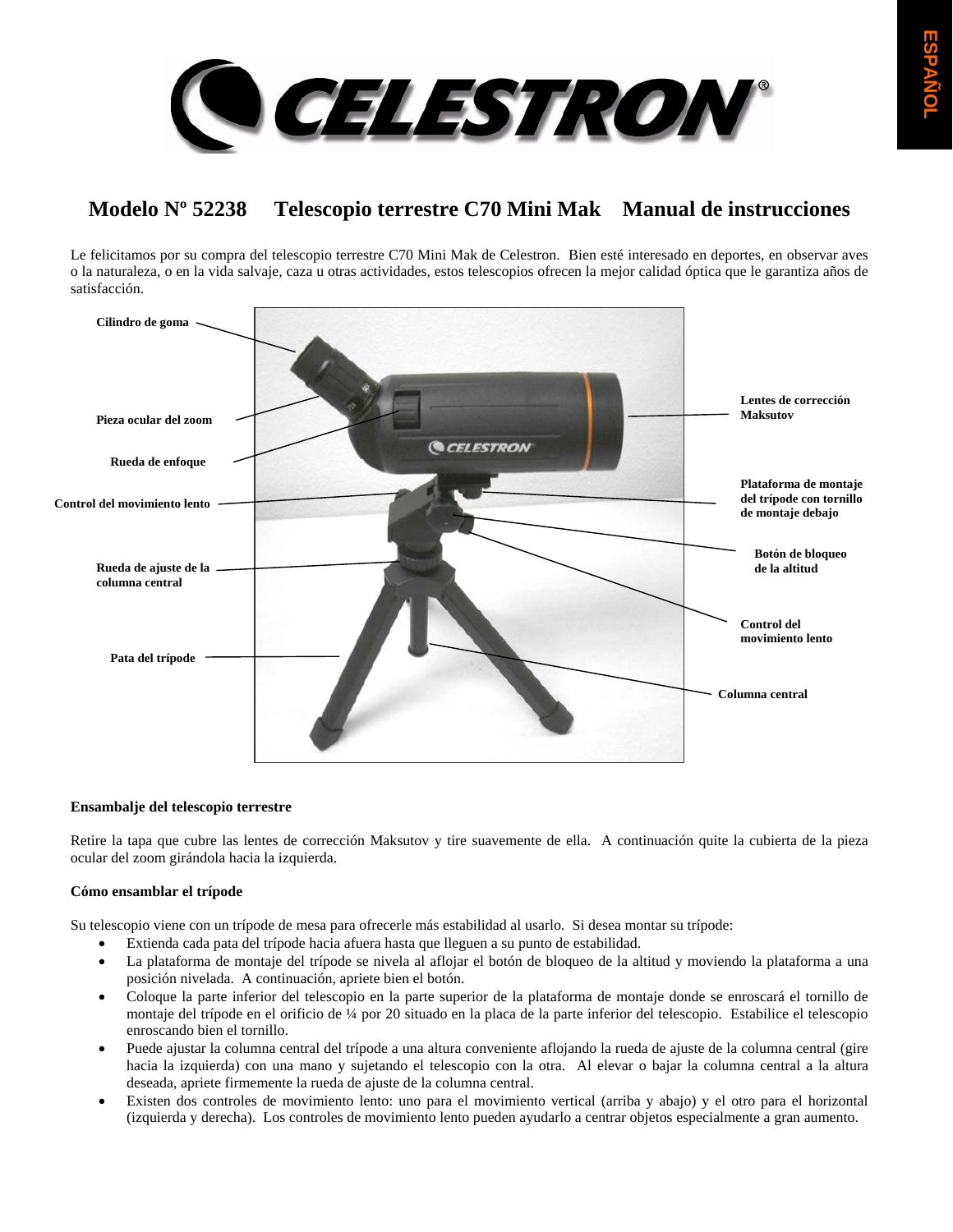# Modelo Nº 52238 Telescopio terrestre C70 Mini Mak Manual de instrucciones

Le felicitamos por su compra del telescopio terrestre C70 Mini Mak de Celestron. Bien esté interesado en deportes, en observar aves o la naturaleza, o en la vida salvaje, caza u otras actividades, estos telescopios ofrecen la mejor calidad óptica que le garantiza años de satisfacción.

Cilindro de goma

Pieza ocular del zoom

Rueda de enfoque

Control del movimiento lento

Rueda de ajuste de la columna central

Pata del trípode

Lentes de corrección Maksutov

Plataforma de montaje del trípode con tornillo de montaje debajo

Botón de bloqueo de la altitud

Control del movimiento lento

Columna central

### Ensambaje del telescopio terrestre

Retire la tapa que cubre las lentes de corrección Maksutov y tire suavemente de ella. A continuación quite la cubierta de la pieza ocular del zoom girándola hacia la izquierda.

### Cómo ensamblar el trípode

Su telescopio viene con un trípode de mesa para ofrecerle más estabilidad al usarlo. Si desea montar su trípode:

- Extienda cada pata del trípode hacia afuera hasta que lleguen a su punto de estabilidad.
- La plataforma de montaje del trípode se nivela al aflojar el botón de bloqueo de la altitud y moviendo la plataforma a una posición nivelada. A continuación, apriete bien el botón.
- Coloque la parte inferior del telescopio en la parte superior de la plataforma de montaje donde se enroscará el tornillo de montaje del trípode en el orificio de ¼ por 20 situado en la placa de la parte inferior del telescopio. Estabilice el telescopio enroscando bien el tornillo.
- Puede ajustar la columna central del trípode a una altura conveniente aflojando la rueda de ajuste de la columna central (gire hacia la izquierda) con una mano y sujetando el telescopio con la otra. Al elevar o bajar la columna central a la altura deseada, apriete firmemente la rueda de ajuste de la columna central.
- Existen dos controles de movimiento lento: uno para el movimiento vertical (arriba y abajo) y el otro para el horizontal (izquierda y derecha). Los controles de movimiento lento pueden ayudarlo a centrar objetos especialmente a gran aumento.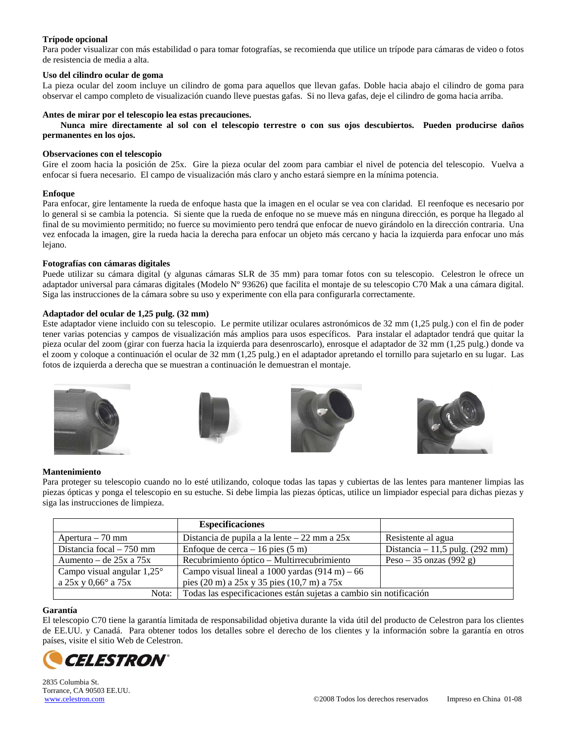**Trípode opcional**

Para poder visualizar con más estabilidad o para tomar fotografías, se recomienda que utilice un trípode para cámaras de video o fotos de resistencia de media a alta.

**Uso del cilindro ocular de goma**

La pieza ocular del zoom incluye un cilindro de goma para aquellos que llevan gafas. Doble hacia abajo el cilindro de goma para observar el campo completo de visualización cuando lleve puestas gafas. Si no lleva gafas, deje el cilindro de goma hacia arriba.

**Antes de mirar por el telescopio lea estas precauciones.**

**Nunca mire directamente al sol con el telescopio terrestre o con sus ojos descubiertos. Pueden producirse daños permanentes en los ojos.**

**Observaciones con el telescopio**

Gire el zoom hacia la posición de 25x. Gire la pieza ocular del zoom para cambiar el nivel de potencia del telescopio. Vuelva a enfocar si fuera necesario. El campo de visualización más claro y ancho estará siempre en la mínima potencia.

**Enfoque**

Para enfocar, gire lentamente la rueda de enfoque hasta que la imagen en el ocular se vea con claridad. El reenfoque es necesario por lo general si se cambia la potencia. Si siente que la rueda de enfoque no se mueve más en ninguna dirección, es porque ha llegado al final de su movimiento permitido; no fuerce su movimiento pero tendrá que enfocar de nuevo girándolo en la dirección contraria. Una vez enfocada la imagen, gire la rueda hacia la derecha para enfocar un objeto más cercano y hacia la izquierda para enfocar uno más lejano.

**Fotografías con cámaras digitales**

Puede utilizar su cámara digital (y algunas cámaras SLR de 35 mm) para tomar fotos con su telescopio. Celestron le ofrece un adaptador universal para cámaras digitales (Modelo Nº 93626) que facilita el montaje de su telescopio C70 Mak a una cámara digital. Siga las instrucciones de la cámara sobre su uso y experimente con ella para configurarla correctamente.

**Adaptador del ocular de 1,25 pulg. (32 mm)**

Este adaptador viene incluido con su telescopio. Le permite utilizar oculares astronómicos de 32 mm (1,25 pulg.) con el fin de poder tener varias potencias y campos de visualización más amplios para usos específicos. Para instalar el adaptador tendrá que quitar la pieza ocular del zoom (girar con fuerza hacia la izquierda para desenroscarlo), enrosque el adaptador de 32 mm (1,25 pulg.) donde va el zoom y coloque a continuación el ocular de 32 mm (1,25 pulg.) en el adaptador apretando el tornillo para sujetarlo en su lugar. Las fotos de izquierda a derecha que se muestran a continuación le demuestran el montaje.

**Mantenimiento**

Para proteger su telescopio cuando no lo esté utilizando, coloque todas las tapas y cubiertas de las lentes para mantener limpias las piezas ópticas y ponga el telescopio en su estuche. Si debe limpia las piezas ópticas, utilice un limpiador especial para dichas piezas y siga las instrucciones de limpieza.

| | **Especificaciones** | |
|---|---|---|
| Apertura – 70 mm | Distancia de pupila a la lente – 22 mm a 25x | Resistente al agua |
| Distancia focal – 750 mm | Enfoque de cerca – 16 pies (5 m) | Distancia – 11,5 pulg. (292 mm) |
| Aumento – de 25x a 75x | Recubrimiento óptico – Multirrecubrimiento | Peso – 35 onzas (992 g) |
| Campo visual angular 1,25° a 25x y 0,66° a 75x | Campo visual lineal a 1000 yardas (914 m) – 66 pies (20 m) a 25x y 35 pies (10,7 m) a 75x | |
| Nota: | Todas las especificaciones están sujetas a cambio sin notificación | |

**Garantía**

El telescopio C70 tiene la garantía limitada de responsabilidad objetiva durante la vida útil del producto de Celestron para los clientes de EE.UU. y Canadá. Para obtener todos los detalles sobre el derecho de los clientes y la información sobre la garantía en otros países, visite el sitio Web de Celestron.

CELESTRON

2835 Columbia St.
Torrance, CA 90503 EE.UU.
www.celestron.com

©2008 Todos los derechos reservados Impreso en China 01-08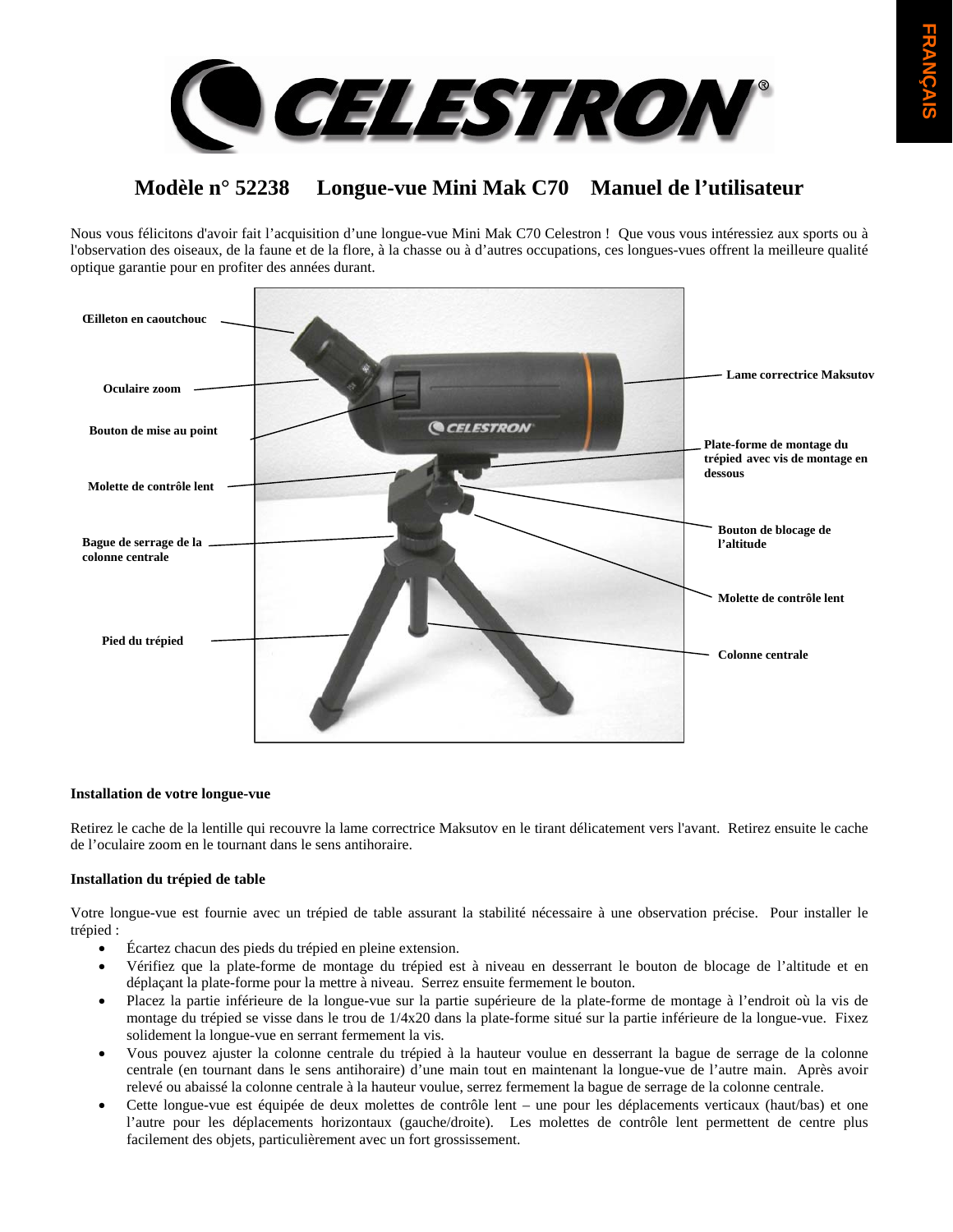# Modèle n° 52238 Longue-vue Mini Mak C70 Manuel de l'utilisateur

Nous vous félicitons d'avoir fait l'acquisition d'une longue-vue Mini Mak C70 Celestron ! Que vous vous intéressiez aux sports ou à l'observation des oiseaux, de la faune et de la flore, à la chasse ou à d'autres occupations, ces longues-vues offrent la meilleure qualité optique garantie pour en profiter des années durant.

Œilleton en caoutchouc

Oculaire zoom

Bouton de mise au point

Molette de contrôle lent

Bague de serrage de la colonne centrale

Pied du trépied

Lame correctrice Maksutov

Plate-forme de montage du trépied avec vis de montage en dessous

Bouton de blocage de l'altitude

Molette de contrôle lent

Colonne centrale

**Installation de votre longue-vue**

Retirez le cache de la lentille qui recouvre la lame correctrice Maksutov en le tirant délicatement vers l'avant. Retirez ensuite le cache de l'oculaire zoom en le tournant dans le sens antihoraire.

**Installation du trépied de table**

Votre longue-vue est fournie avec un trépied de table assurant la stabilité nécessaire à une observation précise. Pour installer le trépied :

- Écartez chacun des pieds du trépied en pleine extension.
- Vérifiez que la plate-forme de montage du trépied est à niveau en desserrant le bouton de blocage de l'altitude et en déplaçant la plate-forme pour la mettre à niveau. Serrez ensuite fermement le bouton.
- Placez la partie inférieure de la longue-vue sur la partie supérieure de la plate-forme de montage à l'endroit où la vis de montage du trépied se visse dans le trou de 1/4x20 dans la plate-forme situé sur la partie inférieure de la longue-vue. Fixez solidement la longue-vue en serrant fermement la vis.
- Vous pouvez ajuster la colonne centrale du trépied à la hauteur voulue en desserrant la bague de serrage de la colonne centrale (en tournant dans le sens antihoraire) d'une main tout en maintenant la longue-vue de l'autre main. Après avoir relevé ou abaissé la colonne centrale à la hauteur voulue, serrez fermement la bague de serrage de la colonne centrale.
- Cette longue-vue est équipée de deux molettes de contrôle lent – une pour les déplacements verticaux (haut/bas) et one l'autre pour les déplacements horizontaux (gauche/droite). Les molettes de contrôle lent permettent de centre plus facilement des objets, particulièrement avec un fort grossissement.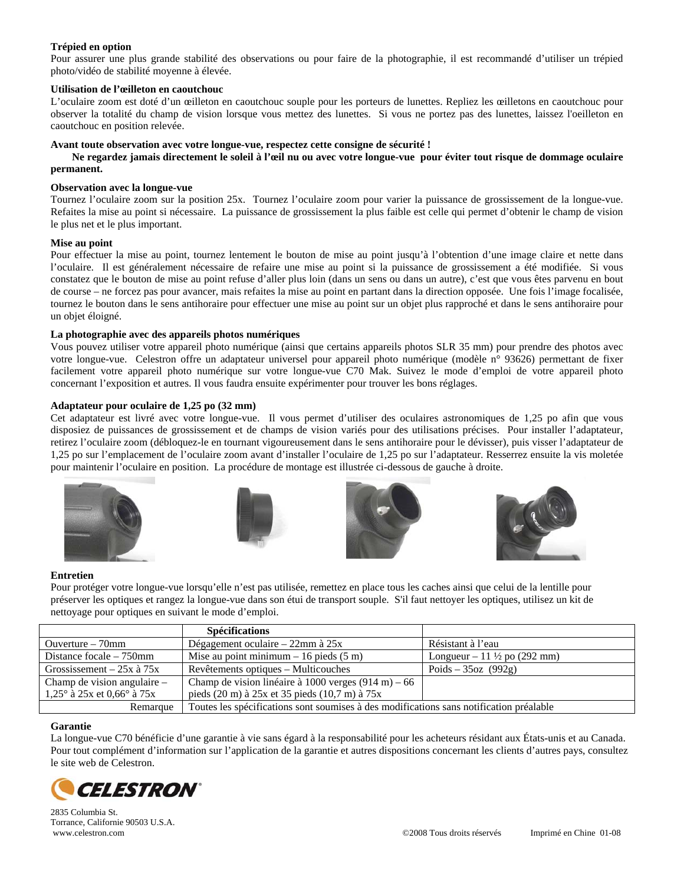**Trépied en option**

Pour assurer une plus grande stabilité des observations ou pour faire de la photographie, il est recommandé d'utiliser un trépied photo/vidéo de stabilité moyenne à élevée.

**Utilisation de l'œilleton en caoutchouc**

L'oculaire zoom est doté d'un œilleton en caoutchouc souple pour les porteurs de lunettes. Repliez les œilletons en caoutchouc pour observer la totalité du champ de vision lorsque vous mettez des lunettes. Si vous ne portez pas des lunettes, laissez l'oeilleton en caoutchouc en position relevée.

**Avant toute observation avec votre longue-vue, respectez cette consigne de sécurité !**

**Ne regardez jamais directement le soleil à l'œil nu ou avec votre longue-vue pour éviter tout risque de dommage oculaire permanent.**

**Observation avec la longue-vue**

Tournez l'oculaire zoom sur la position 25x. Tournez l'oculaire zoom pour varier la puissance de grossissement de la longue-vue. Refaites la mise au point si nécessaire. La puissance de grossissement la plus faible est celle qui permet d'obtenir le champ de vision le plus net et le plus important.

**Mise au point**

Pour effectuer la mise au point, tournez lentement le bouton de mise au point jusqu'à l'obtention d'une image claire et nette dans l'oculaire. Il est généralement nécessaire de refaire une mise au point si la puissance de grossissement a été modifiée. Si vous constatez que le bouton de mise au point refuse d'aller plus loin (dans un sens ou dans un autre), c'est que vous êtes parvenu en bout de course – ne forcez pas pour avancer, mais refaites la mise au point en partant dans la direction opposée. Une fois l'image focalisée, tournez le bouton dans le sens antihoraire pour effectuer une mise au point sur un objet plus rapproché et dans le sens antihoraire pour un objet éloigné.

**La photographie avec des appareils photos numériques**

Vous pouvez utiliser votre appareil photo numérique (ainsi que certains appareils photos SLR 35 mm) pour prendre des photos avec votre longue-vue. Celestron offre un adaptateur universel pour appareil photo numérique (modèle n° 93626) permettant de fixer facilement votre appareil photo numérique sur votre longue-vue C70 Mak. Suivez le mode d'emploi de votre appareil photo concernant l'exposition et autres. Il vous faudra ensuite expérimenter pour trouver les bons réglages.

**Adaptateur pour oculaire de 1,25 po (32 mm)**

Cet adaptateur est livré avec votre longue-vue. Il vous permet d'utiliser des oculaires astronomiques de 1,25 po afin que vous disposiez de puissances de grossissement et de champs de vision variés pour des utilisations précises. Pour installer l'adaptateur, retirez l'oculaire zoom (débloquez-le en tournant vigoureusement dans le sens antihoraire pour le dévisser), puis visser l'adaptateur de 1,25 po sur l'emplacement de l'oculaire zoom avant d'installer l'oculaire de 1,25 po sur l'adaptateur. Resserrez ensuite la vis moletée pour maintenir l'oculaire en position. La procédure de montage est illustrée ci-dessous de gauche à droite.

**Entretien**

Pour protéger votre longue-vue lorsqu'elle n'est pas utilisée, remettez en place tous les caches ainsi que celui de la lentille pour préserver les optiques et rangez la longue-vue dans son étui de transport souple. S'il faut nettoyer les optiques, utilisez un kit de nettoyage pour optiques en suivant le mode d'emploi.

| | Spécifications | |
|---|---|---|
| Ouverture – 70mm | Dégagement oculaire – 22mm à 25x | Résistant à l'eau |
| Distance focale – 750mm | Mise au point minimum – 16 pieds (5 m) | Longueur – 11 ½ po (292 mm) |
| Grossissement – 25x à 75x | Revêtements optiques – Multicouches | Poids – 35oz (992g) |
| Champ de vision angulaire – 1,25° à 25x et 0,66° à 75x | Champ de vision linéaire à 1000 verges (914 m) – 66 pieds (20 m) à 25x et 35 pieds (10,7 m) à 75x | |
| Remarque | Toutes les spécifications sont soumises à des modifications sans notification préalable | |

**Garantie**

La longue-vue C70 bénéficie d'une garantie à vie sans égard à la responsabilité pour les acheteurs résidant aux États-unis et au Canada. Pour tout complément d'information sur l'application de la garantie et autres dispositions concernant les clients d'autres pays, consultez le site web de Celestron.

CELESTRON

2835 Columbia St.
Torrance, Californie 90503 U.S.A.
www.celestron.com

©2008 Tous droits réservés Imprimé en Chine 01-08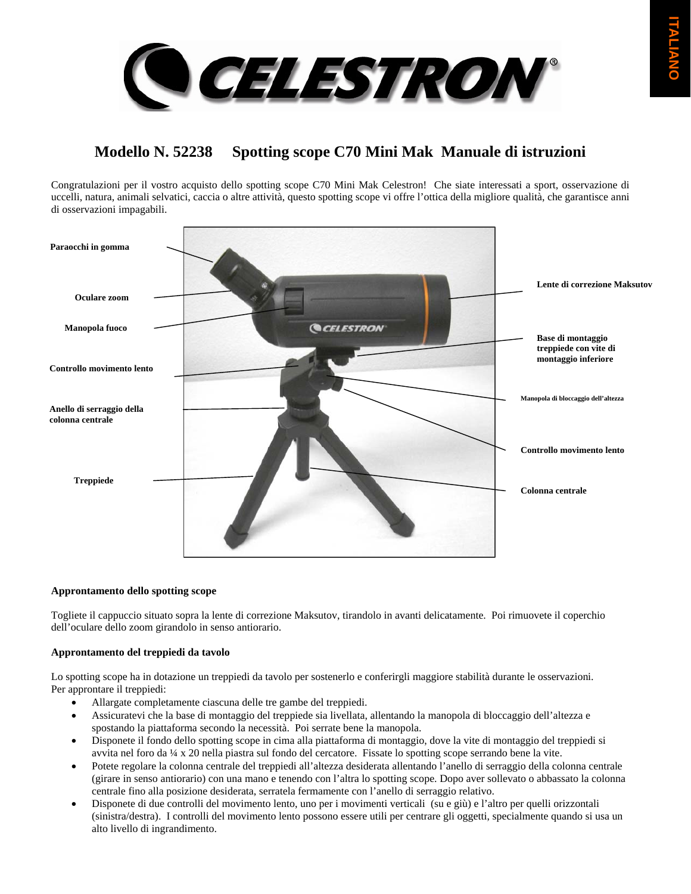ITALIANO

# Modello N. 52238 Spotting scope C70 Mini Mak Manuale di istruzioni

Congratulazioni per il vostro acquisto dello spotting scope C70 Mini Mak Celestron! Che siate interessati a sport, osservazione di uccelli, natura, animali selvatici, caccia o altre attività, questo spotting scope vi offre l'ottica della migliore qualità, che garantisce anni di osservazioni impagabili.

Paraocchi in gomma

Oculare zoom

Manopola fuoco

Controllo movimento lento

Anello di serraggio della colonna centrale

Treppiede

Lente di correzione Maksutov

Base di montaggio treppiede con vite di montaggio inferiore

Manopola di bloccaggio dell'altezza

Controllo movimento lento

Colonna centrale

**Approntamento dello spotting scope**

Togliete il cappuccio situato sopra la lente di correzione Maksutov, tirandolo in avanti delicatamente. Poi rimuovete il coperchio dell'oculare dello zoom girandolo in senso antiorario.

**Approntamento del treppiedi da tavolo**

Lo spotting scope ha in dotazione un treppiedi da tavolo per sostenerlo e conferirgli maggiore stabilità durante le osservazioni. Per approntare il treppiedi:

- Allargate completamente ciascuna delle tre gambe del treppiedi.
- Assicuratevi che la base di montaggio del treppiede sia livellata, allentando la manopola di bloccaggio dell'altezza e spostando la piattaforma secondo la necessità. Poi serrate bene la manopola.
- Disponete il fondo dello spotting scope in cima alla piattaforma di montaggio, dove la vite di montaggio del treppiedi si avvita nel foro da ¼ x 20 nella piastra sul fondo del cercatore. Fissate lo spotting scope serrando bene la vite.
- Potete regolare la colonna centrale del treppiedi all'altezza desiderata allentando l'anello di serraggio della colonna centrale (girare in senso antiorario) con una mano e tenendo con l'altra lo spotting scope. Dopo aver sollevato o abbassato la colonna centrale fino alla posizione desiderata, serratela fermamente con l'anello di serraggio relativo.
- Disponete di due controlli del movimento lento, uno per i movimenti verticali (su e giù) e l'altro per quelli orizzontali (sinistra/destra). I controlli del movimento lento possono essere utili per centrare gli oggetti, specialmente quando si usa un alto livello di ingrandimento.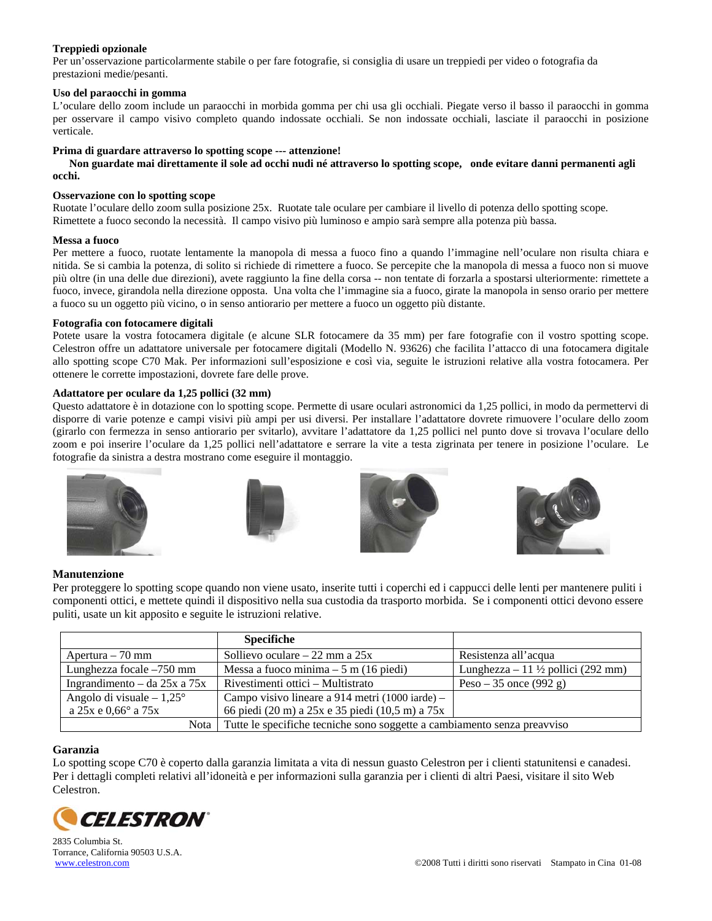**Treppiedi opzionale**
Per un'osservazione particolarmente stabile o per fare fotografie, si consiglia di usare un treppiedi per video o fotografia da prestazioni medie/pesanti.

**Uso del paraocchi in gomma**
L'oculare dello zoom include un paraocchi in morbida gomma per chi usa gli occhiali. Piegate verso il basso il paraocchi in gomma per osservare il campo visivo completo quando indossate occhiali. Se non indossate occhiali, lasciate il paraocchi in posizione verticale.

**Prima di guardare attraverso lo spotting scope --- attenzione!**
**Non guardate mai direttamente il sole ad occhi nudi né attraverso lo spotting scope, onde evitare danni permanenti agli occhi.**

**Osservazione con lo spotting scope**
Ruotate l'oculare dello zoom sulla posizione 25x. Ruotate tale oculare per cambiare il livello di potenza dello spotting scope. Rimettete a fuoco secondo la necessità. Il campo visivo più luminoso e ampio sarà sempre alla potenza più bassa.

**Messa a fuoco**
Per mettere a fuoco, ruotate lentamente la manopola di messa a fuoco fino a quando l'immagine nell'oculare non risulta chiara e nitida. Se si cambia la potenza, di solito si richiede di rimettere a fuoco. Se percepite che la manopola di messa a fuoco non si muove più oltre (in una delle due direzioni), avete raggiunto la fine della corsa -- non tentate di forzarla a spostarsi ulteriormente: rimettete a fuoco, invece, girandola nella direzione opposta. Una volta che l'immagine sia a fuoco, girate la manopola in senso orario per mettere a fuoco su un oggetto più vicino, o in senso antiorario per mettere a fuoco un oggetto più distante.

**Fotografia con fotocamere digitali**
Potete usare la vostra fotocamera digitale (e alcune SLR fotocamere da 35 mm) per fare fotografie con il vostro spotting scope. Celestron offre un adattatore universale per fotocamere digitali (Modello N. 93626) che facilita l'attacco di una fotocamera digitale allo spotting scope C70 Mak. Per informazioni sull'esposizione e così via, seguite le istruzioni relative alla vostra fotocamera. Per ottenere le corrette impostazioni, dovrete fare delle prove.

**Adattatore per oculare da 1,25 pollici (32 mm)**
Questo adattatore è in dotazione con lo spotting scope. Permette di usare oculari astronomici da 1,25 pollici, in modo da permettervi di disporre di varie potenze e campi visivi più ampi per usi diversi. Per installare l'adattatore dovrete rimuovere l'oculare dello zoom (girarlo con fermezza in senso antiorario per svitarlo), avvitare l'adattatore da 1,25 pollici nel punto dove si trovava l'oculare dello zoom e poi inserire l'oculare da 1,25 pollici nell'adattatore e serrare la vite a testa zigrinata per tenere in posizione l'oculare. Le fotografie da sinistra a destra mostrano come eseguire il montaggio.

**Manutenzione**
Per proteggere lo spotting scope quando non viene usato, inserite tutti i coperchi ed i cappucci delle lenti per mantenere puliti i componenti ottici, e mettete quindi il dispositivo nella sua custodia da trasporto morbida. Se i componenti ottici devono essere puliti, usate un kit apposito e seguite le istruzioni relative.

| | Specifiche | |
|---|---|---|
| Apertura – 70 mm | Sollievo oculare – 22 mm a 25x | Resistenza all'acqua |
| Lunghezza focale –750 mm | Messa a fuoco minima – 5 m (16 piedi) | Lunghezza – 11 ½ pollici (292 mm) |
| Ingrandimento – da 25x a 75x | Rivestimenti ottici – Multistrato | Peso – 35 once (992 g) |
| Angolo di visuale – 1,25° a 25x e 0,66° a 75x | Campo visivo lineare a 914 metri (1000 iarde) – 66 piedi (20 m) a 25x e 35 piedi (10,5 m) a 75x | |
| Nota | Tutte le specifiche tecniche sono soggette a cambiamento senza preavviso | |

**Garanzia**
Lo spotting scope C70 è coperto dalla garanzia limitata a vita di nessun guasto Celestron per i clienti statunitensi e canadesi. Per i dettagli completi relativi all'idoneità e per informazioni sulla garanzia per i clienti di altri Paesi, visitare il sito Web Celestron.

CELESTRON®

2835 Columbia St.
Torrance, California 90503 U.S.A.
www.celestron.com

©2008 Tutti i diritti sono riservati Stampato in Cina 01-08